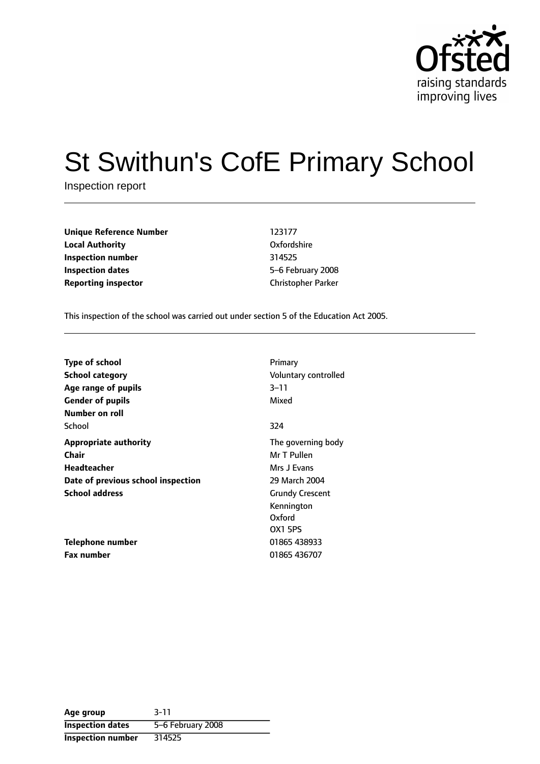# St Swithun's CofE Primary School

Inspection report

| | |
|---|---|
| **Unique Reference Number** | 123177 |
| **Local Authority** | Oxfordshire |
| **Inspection number** | 314525 |
| **Inspection dates** | 5–6 February 2008 |
| **Reporting inspector** | Christopher Parker |

This inspection of the school was carried out under section 5 of the Education Act 2005.

| | |
|---|---|
| **Type of school** | Primary |
| **School category** | Voluntary controlled |
| **Age range of pupils** | 3–11 |
| **Gender of pupils** | Mixed |
| **Number on roll** | |
| School | 324 |
| **Appropriate authority** | The governing body |
| **Chair** | Mr T Pullen |
| **Headteacher** | Mrs J Evans |
| **Date of previous school inspection** | 29 March 2004 |
| **School address** | Grundy Crescent<br>Kennington<br>Oxford<br>OX1 5PS |
| **Telephone number** | 01865 438933 |
| **Fax number** | 01865 436707 |

| | |
|---|---|
| **Age group** | 3-11 |
| **Inspection dates** | 5–6 February 2008 |
| **Inspection number** | 314525 |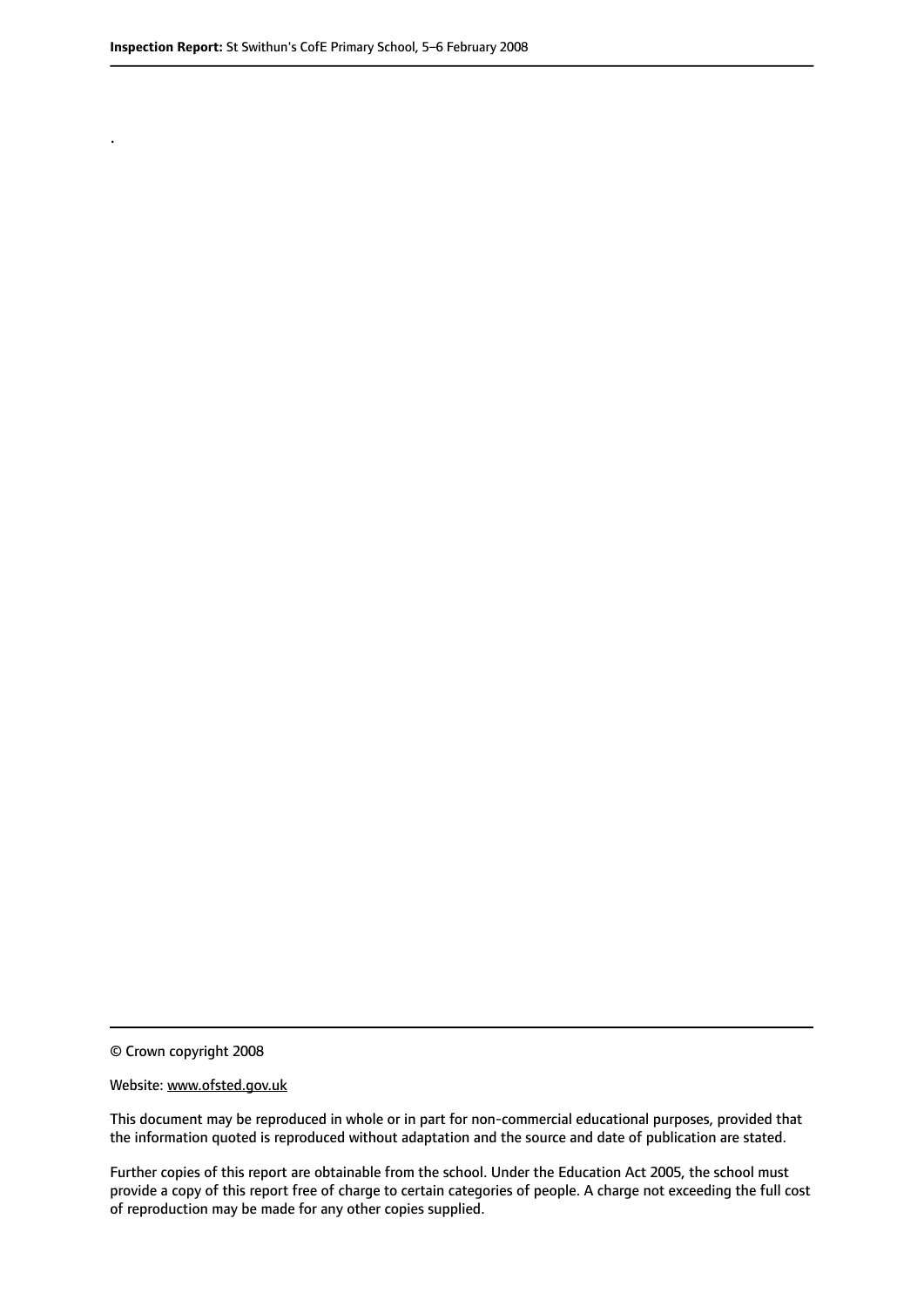.

© Crown copyright 2008

Website: www.ofsted.gov.uk

This document may be reproduced in whole or in part for non-commercial educational purposes, provided that the information quoted is reproduced without adaptation and the source and date of publication are stated.

Further copies of this report are obtainable from the school. Under the Education Act 2005, the school must provide a copy of this report free of charge to certain categories of people. A charge not exceeding the full cost of reproduction may be made for any other copies supplied.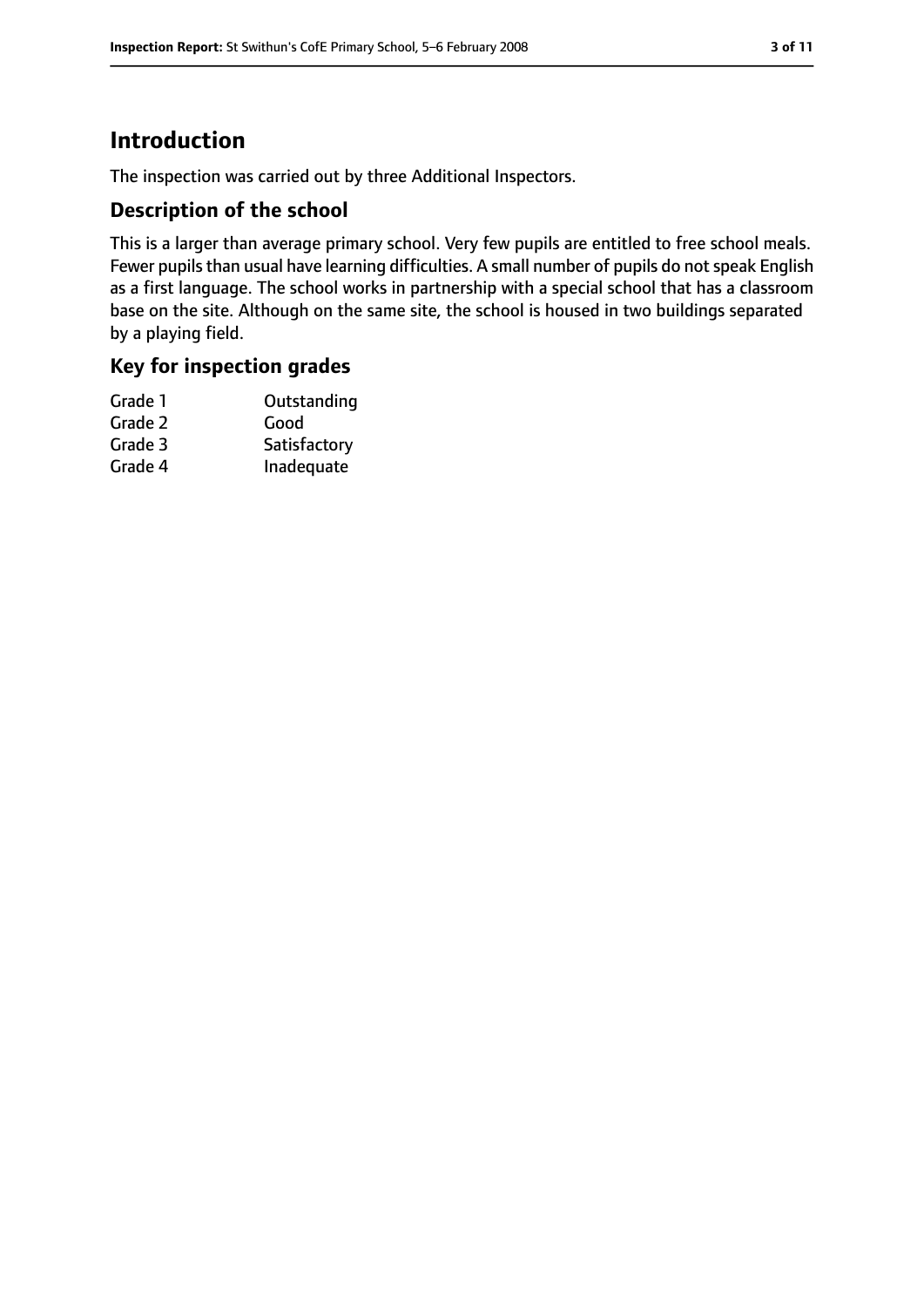# Introduction

The inspection was carried out by three Additional Inspectors.

## Description of the school

This is a larger than average primary school. Very few pupils are entitled to free school meals. Fewer pupils than usual have learning difficulties. A small number of pupils do not speak English as a first language. The school works in partnership with a special school that has a classroom base on the site. Although on the same site, the school is housed in two buildings separated by a playing field.

## Key for inspection grades

| | |
|---|---|
| Grade 1 | Outstanding |
| Grade 2 | Good |
| Grade 3 | Satisfactory |
| Grade 4 | Inadequate |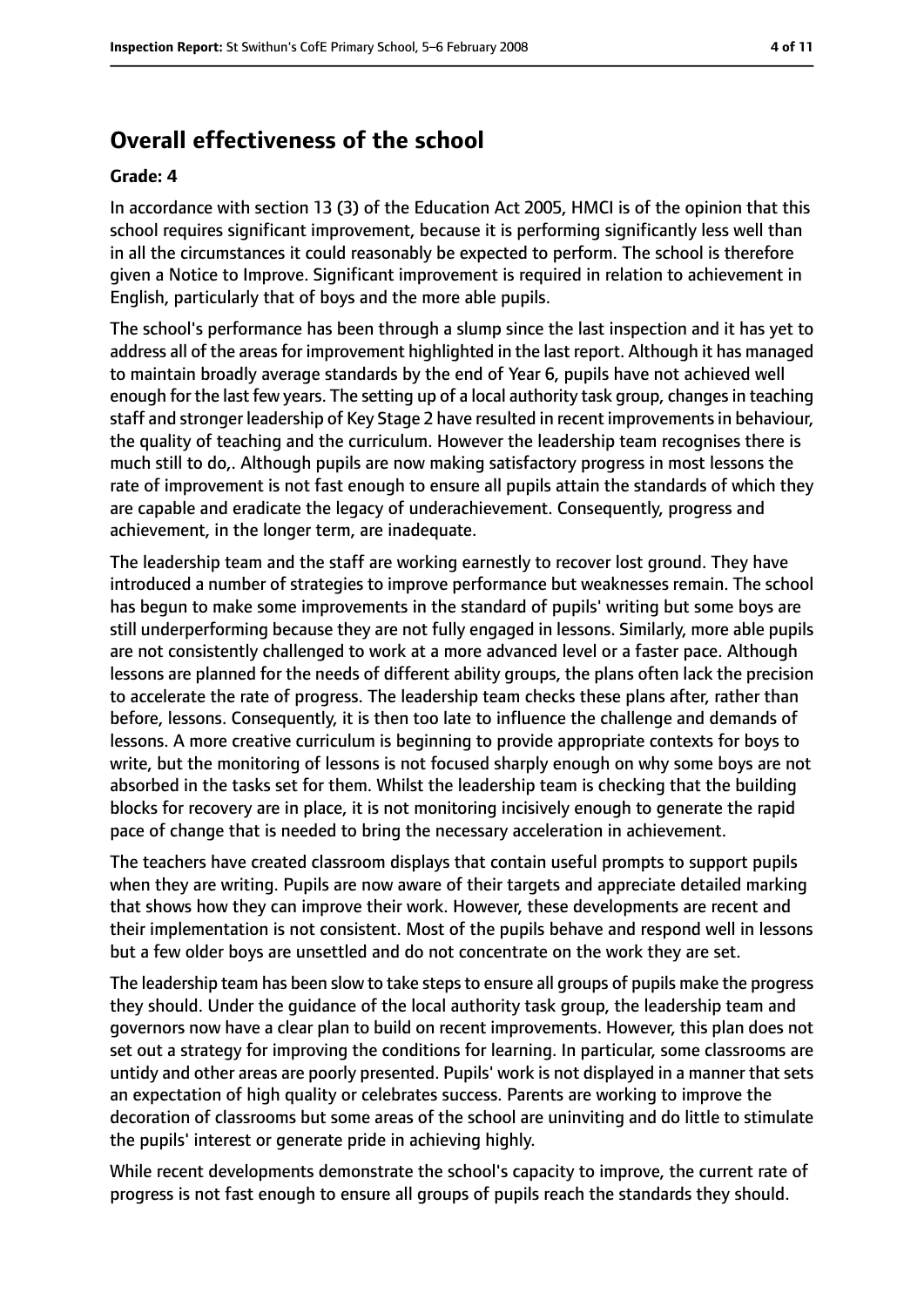## Overall effectiveness of the school

**Grade: 4**

In accordance with section 13 (3) of the Education Act 2005, HMCI is of the opinion that this school requires significant improvement, because it is performing significantly less well than in all the circumstances it could reasonably be expected to perform. The school is therefore given a Notice to Improve. Significant improvement is required in relation to achievement in English, particularly that of boys and the more able pupils.

The school's performance has been through a slump since the last inspection and it has yet to address all of the areas for improvement highlighted in the last report. Although it has managed to maintain broadly average standards by the end of Year 6, pupils have not achieved well enough for the last few years. The setting up of a local authority task group, changes in teaching staff and stronger leadership of Key Stage 2 have resulted in recent improvements in behaviour, the quality of teaching and the curriculum. However the leadership team recognises there is much still to do,. Although pupils are now making satisfactory progress in most lessons the rate of improvement is not fast enough to ensure all pupils attain the standards of which they are capable and eradicate the legacy of underachievement. Consequently, progress and achievement, in the longer term, are inadequate.

The leadership team and the staff are working earnestly to recover lost ground. They have introduced a number of strategies to improve performance but weaknesses remain. The school has begun to make some improvements in the standard of pupils' writing but some boys are still underperforming because they are not fully engaged in lessons. Similarly, more able pupils are not consistently challenged to work at a more advanced level or a faster pace. Although lessons are planned for the needs of different ability groups, the plans often lack the precision to accelerate the rate of progress. The leadership team checks these plans after, rather than before, lessons. Consequently, it is then too late to influence the challenge and demands of lessons. A more creative curriculum is beginning to provide appropriate contexts for boys to write, but the monitoring of lessons is not focused sharply enough on why some boys are not absorbed in the tasks set for them. Whilst the leadership team is checking that the building blocks for recovery are in place, it is not monitoring incisively enough to generate the rapid pace of change that is needed to bring the necessary acceleration in achievement.

The teachers have created classroom displays that contain useful prompts to support pupils when they are writing. Pupils are now aware of their targets and appreciate detailed marking that shows how they can improve their work. However, these developments are recent and their implementation is not consistent. Most of the pupils behave and respond well in lessons but a few older boys are unsettled and do not concentrate on the work they are set.

The leadership team has been slow to take steps to ensure all groups of pupils make the progress they should. Under the guidance of the local authority task group, the leadership team and governors now have a clear plan to build on recent improvements. However, this plan does not set out a strategy for improving the conditions for learning. In particular, some classrooms are untidy and other areas are poorly presented. Pupils' work is not displayed in a manner that sets an expectation of high quality or celebrates success. Parents are working to improve the decoration of classrooms but some areas of the school are uninviting and do little to stimulate the pupils' interest or generate pride in achieving highly.

While recent developments demonstrate the school's capacity to improve, the current rate of progress is not fast enough to ensure all groups of pupils reach the standards they should.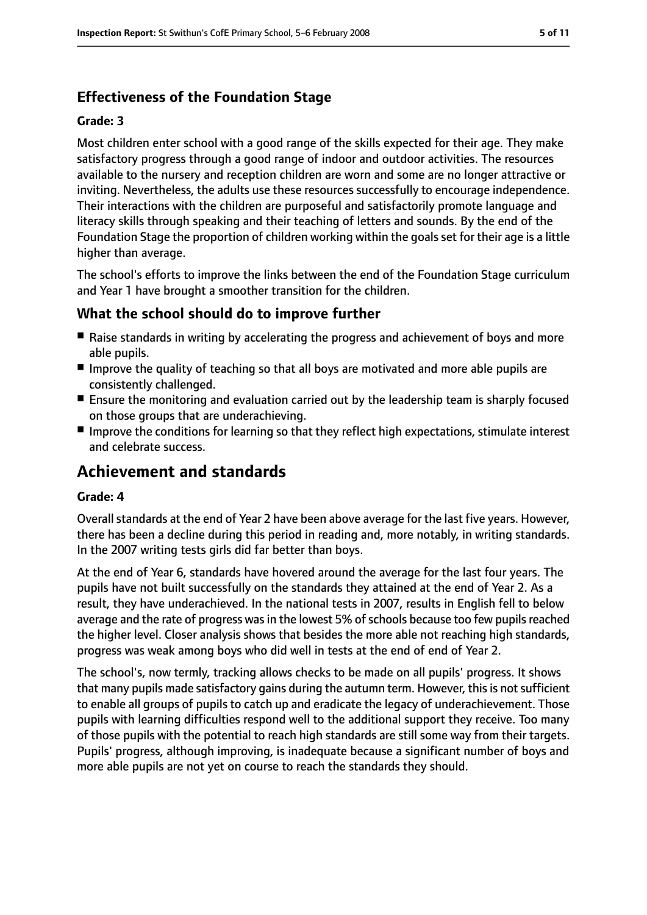### Effectiveness of the Foundation Stage

#### Grade: 3

Most children enter school with a good range of the skills expected for their age. They make satisfactory progress through a good range of indoor and outdoor activities. The resources available to the nursery and reception children are worn and some are no longer attractive or inviting. Nevertheless, the adults use these resources successfully to encourage independence. Their interactions with the children are purposeful and satisfactorily promote language and literacy skills through speaking and their teaching of letters and sounds. By the end of the Foundation Stage the proportion of children working within the goals set for their age is a little higher than average.

The school's efforts to improve the links between the end of the Foundation Stage curriculum and Year 1 have brought a smoother transition for the children.

### What the school should do to improve further

- Raise standards in writing by accelerating the progress and achievement of boys and more able pupils.
- Improve the quality of teaching so that all boys are motivated and more able pupils are consistently challenged.
- Ensure the monitoring and evaluation carried out by the leadership team is sharply focused on those groups that are underachieving.
- Improve the conditions for learning so that they reflect high expectations, stimulate interest and celebrate success.

## Achievement and standards

#### Grade: 4

Overall standards at the end of Year 2 have been above average for the last five years. However, there has been a decline during this period in reading and, more notably, in writing standards. In the 2007 writing tests girls did far better than boys.

At the end of Year 6, standards have hovered around the average for the last four years. The pupils have not built successfully on the standards they attained at the end of Year 2. As a result, they have underachieved. In the national tests in 2007, results in English fell to below average and the rate of progress was in the lowest 5% of schools because too few pupils reached the higher level. Closer analysis shows that besides the more able not reaching high standards, progress was weak among boys who did well in tests at the end of end of Year 2.

The school's, now termly, tracking allows checks to be made on all pupils' progress. It shows that many pupils made satisfactory gains during the autumn term. However, this is not sufficient to enable all groups of pupils to catch up and eradicate the legacy of underachievement. Those pupils with learning difficulties respond well to the additional support they receive. Too many of those pupils with the potential to reach high standards are still some way from their targets. Pupils' progress, although improving, is inadequate because a significant number of boys and more able pupils are not yet on course to reach the standards they should.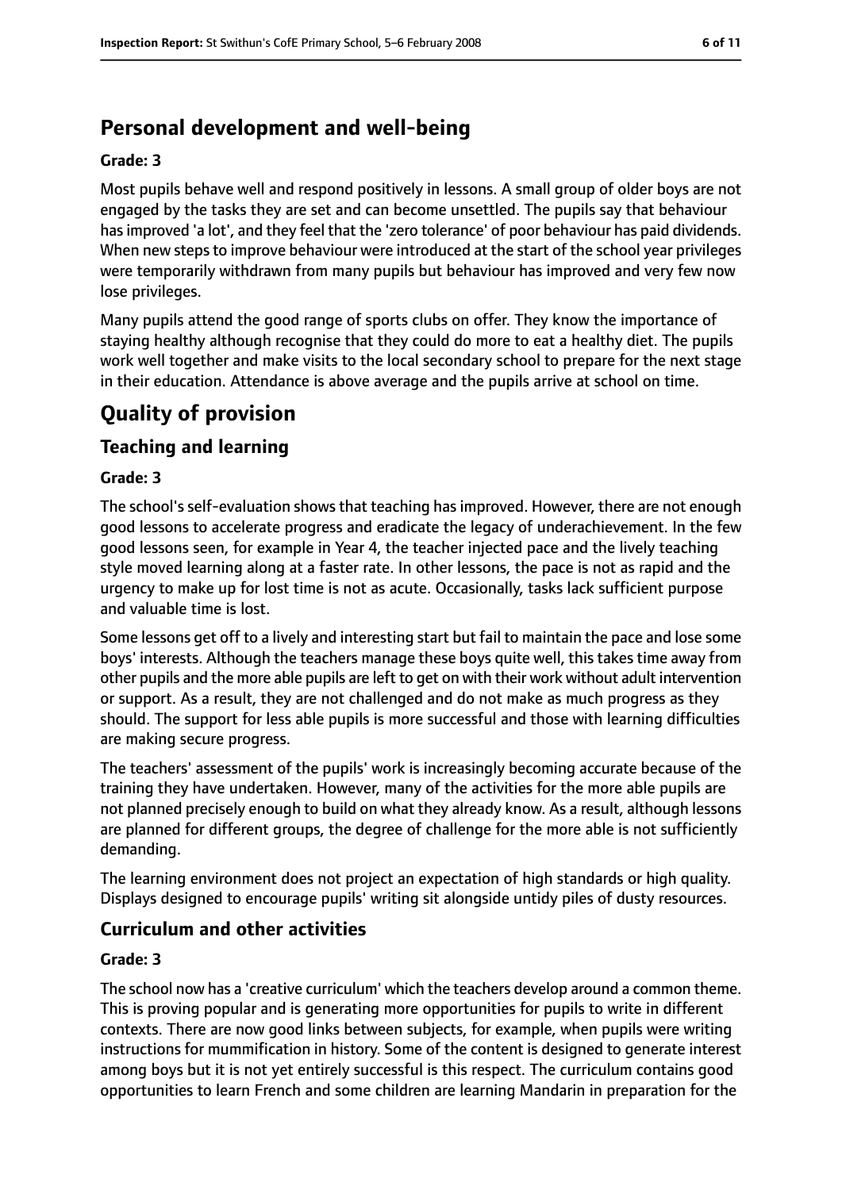## Personal development and well-being

**Grade: 3**

Most pupils behave well and respond positively in lessons. A small group of older boys are not engaged by the tasks they are set and can become unsettled. The pupils say that behaviour has improved 'a lot', and they feel that the 'zero tolerance' of poor behaviour has paid dividends. When new steps to improve behaviour were introduced at the start of the school year privileges were temporarily withdrawn from many pupils but behaviour has improved and very few now lose privileges.

Many pupils attend the good range of sports clubs on offer. They know the importance of staying healthy although recognise that they could do more to eat a healthy diet. The pupils work well together and make visits to the local secondary school to prepare for the next stage in their education. Attendance is above average and the pupils arrive at school on time.

# Quality of provision

## Teaching and learning

**Grade: 3**

The school's self-evaluation shows that teaching has improved. However, there are not enough good lessons to accelerate progress and eradicate the legacy of underachievement. In the few good lessons seen, for example in Year 4, the teacher injected pace and the lively teaching style moved learning along at a faster rate. In other lessons, the pace is not as rapid and the urgency to make up for lost time is not as acute. Occasionally, tasks lack sufficient purpose and valuable time is lost.

Some lessons get off to a lively and interesting start but fail to maintain the pace and lose some boys' interests. Although the teachers manage these boys quite well, this takes time away from other pupils and the more able pupils are left to get on with their work without adult intervention or support. As a result, they are not challenged and do not make as much progress as they should. The support for less able pupils is more successful and those with learning difficulties are making secure progress.

The teachers' assessment of the pupils' work is increasingly becoming accurate because of the training they have undertaken. However, many of the activities for the more able pupils are not planned precisely enough to build on what they already know. As a result, although lessons are planned for different groups, the degree of challenge for the more able is not sufficiently demanding.

The learning environment does not project an expectation of high standards or high quality. Displays designed to encourage pupils' writing sit alongside untidy piles of dusty resources.

## Curriculum and other activities

**Grade: 3**

The school now has a 'creative curriculum' which the teachers develop around a common theme. This is proving popular and is generating more opportunities for pupils to write in different contexts. There are now good links between subjects, for example, when pupils were writing instructions for mummification in history. Some of the content is designed to generate interest among boys but it is not yet entirely successful is this respect. The curriculum contains good opportunities to learn French and some children are learning Mandarin in preparation for the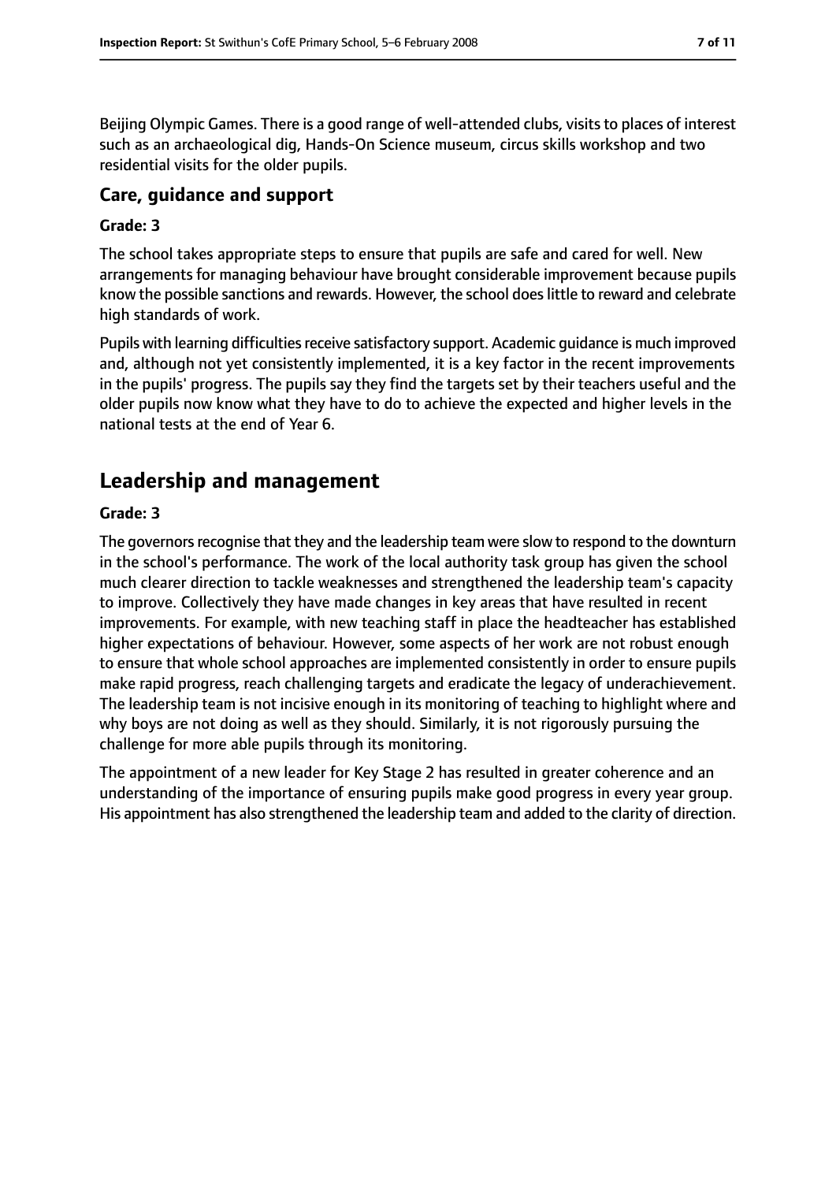Beijing Olympic Games. There is a good range of well-attended clubs, visits to places of interest such as an archaeological dig, Hands-On Science museum, circus skills workshop and two residential visits for the older pupils.

### Care, guidance and support

#### Grade: 3

The school takes appropriate steps to ensure that pupils are safe and cared for well. New arrangements for managing behaviour have brought considerable improvement because pupils know the possible sanctions and rewards. However, the school does little to reward and celebrate high standards of work.

Pupils with learning difficulties receive satisfactory support. Academic guidance is much improved and, although not yet consistently implemented, it is a key factor in the recent improvements in the pupils' progress. The pupils say they find the targets set by their teachers useful and the older pupils now know what they have to do to achieve the expected and higher levels in the national tests at the end of Year 6.

## Leadership and management

#### Grade: 3

The governors recognise that they and the leadership team were slow to respond to the downturn in the school's performance. The work of the local authority task group has given the school much clearer direction to tackle weaknesses and strengthened the leadership team's capacity to improve. Collectively they have made changes in key areas that have resulted in recent improvements. For example, with new teaching staff in place the headteacher has established higher expectations of behaviour. However, some aspects of her work are not robust enough to ensure that whole school approaches are implemented consistently in order to ensure pupils make rapid progress, reach challenging targets and eradicate the legacy of underachievement. The leadership team is not incisive enough in its monitoring of teaching to highlight where and why boys are not doing as well as they should. Similarly, it is not rigorously pursuing the challenge for more able pupils through its monitoring.

The appointment of a new leader for Key Stage 2 has resulted in greater coherence and an understanding of the importance of ensuring pupils make good progress in every year group. His appointment has also strengthened the leadership team and added to the clarity of direction.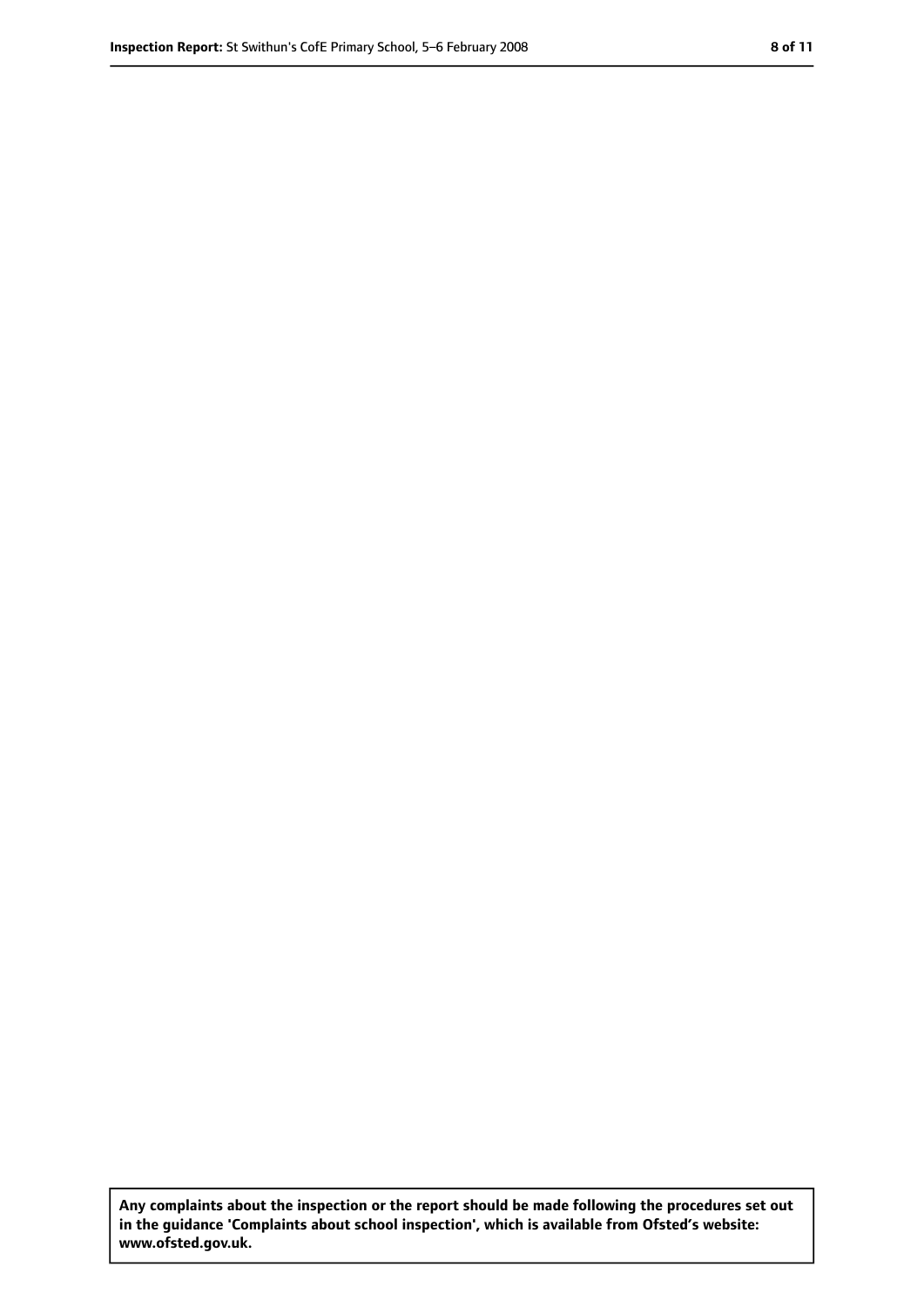**Any complaints about the inspection or the report should be made following the procedures set out in the guidance 'Complaints about school inspection', which is available from Ofsted's website: www.ofsted.gov.uk.**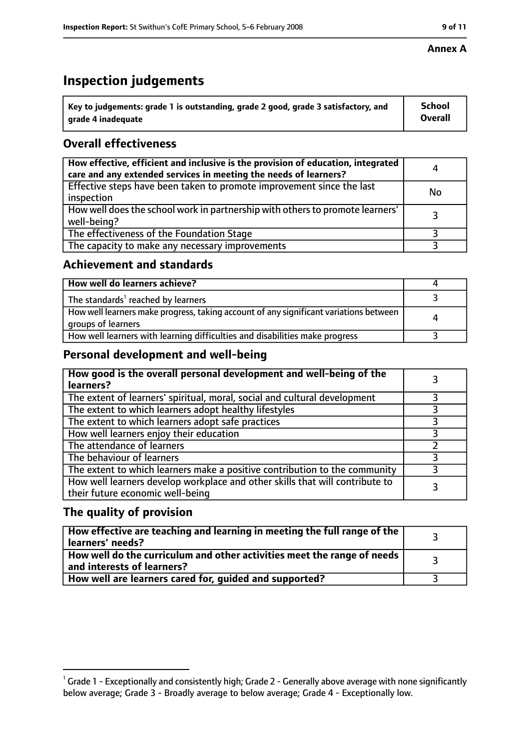**Annex A**

# Inspection judgements

| Key to judgements: grade 1 is outstanding, grade 2 good, grade 3 satisfactory, and grade 4 inadequate | School Overall |
|---|---|

## Overall effectiveness

| | |
|---|---|
| **How effective, efficient and inclusive is the provision of education, integrated care and any extended services in meeting the needs of learners?** | 4 |
| Effective steps have been taken to promote improvement since the last inspection | No |
| How well does the school work in partnership with others to promote learners' well-being? | 3 |
| The effectiveness of the Foundation Stage | 3 |
| The capacity to make any necessary improvements | 3 |

## Achievement and standards

| | |
|---|---|
| **How well do learners achieve?** | 4 |
| The standards[1] reached by learners | 3 |
| How well learners make progress, taking account of any significant variations between groups of learners | 4 |
| How well learners with learning difficulties and disabilities make progress | 3 |

## Personal development and well-being

| | |
|---|---|
| **How good is the overall personal development and well-being of the learners?** | 3 |
| The extent of learners' spiritual, moral, social and cultural development | 3 |
| The extent to which learners adopt healthy lifestyles | 3 |
| The extent to which learners adopt safe practices | 3 |
| How well learners enjoy their education | 3 |
| The attendance of learners | 2 |
| The behaviour of learners | 3 |
| The extent to which learners make a positive contribution to the community | 3 |
| How well learners develop workplace and other skills that will contribute to their future economic well-being | 3 |

## The quality of provision

| | |
|---|---|
| **How effective are teaching and learning in meeting the full range of the learners' needs?** | 3 |
| **How well do the curriculum and other activities meet the range of needs and interests of learners?** | 3 |
| **How well are learners cared for, guided and supported?** | 3 |

[1] Grade 1 - Exceptionally and consistently high; Grade 2 - Generally above average with none significantly below average; Grade 3 - Broadly average to below average; Grade 4 - Exceptionally low.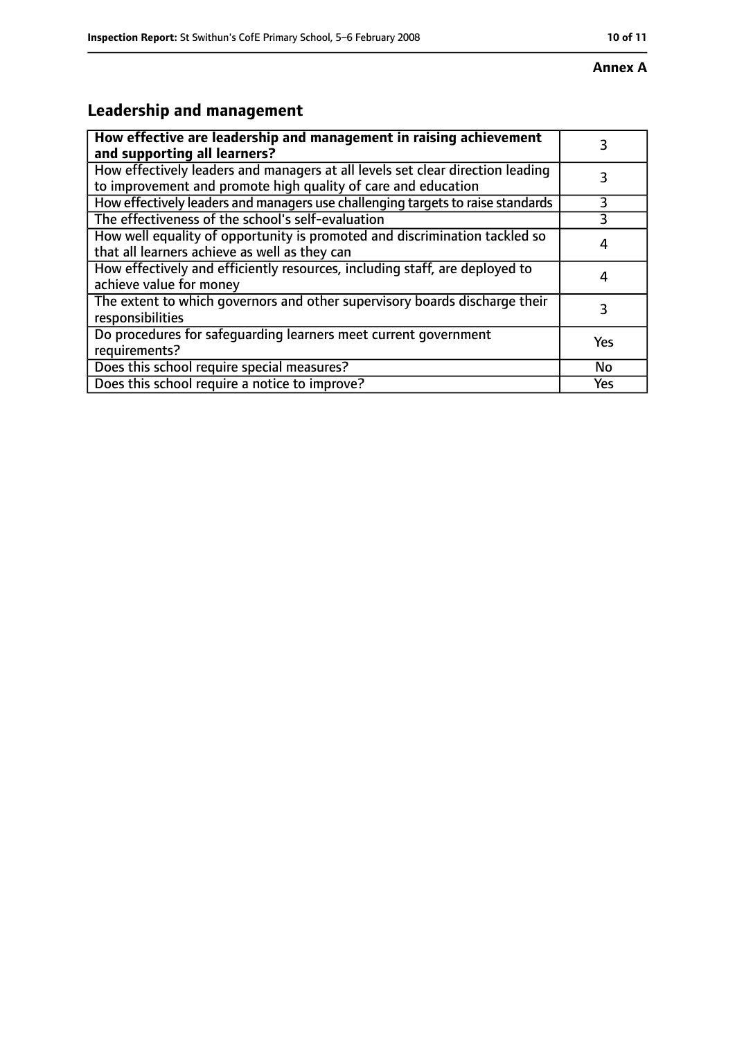**Annex A**

## Leadership and management

| **How effective are leadership and management in raising achievement and supporting all learners?** | 3 |
|---|---|
| How effectively leaders and managers at all levels set clear direction leading to improvement and promote high quality of care and education | 3 |
| How effectively leaders and managers use challenging targets to raise standards | 3 |
| The effectiveness of the school's self-evaluation | 3 |
| How well equality of opportunity is promoted and discrimination tackled so that all learners achieve as well as they can | 4 |
| How effectively and efficiently resources, including staff, are deployed to achieve value for money | 4 |
| The extent to which governors and other supervisory boards discharge their responsibilities | 3 |
| Do procedures for safeguarding learners meet current government requirements? | Yes |
| Does this school require special measures? | No |
| Does this school require a notice to improve? | Yes |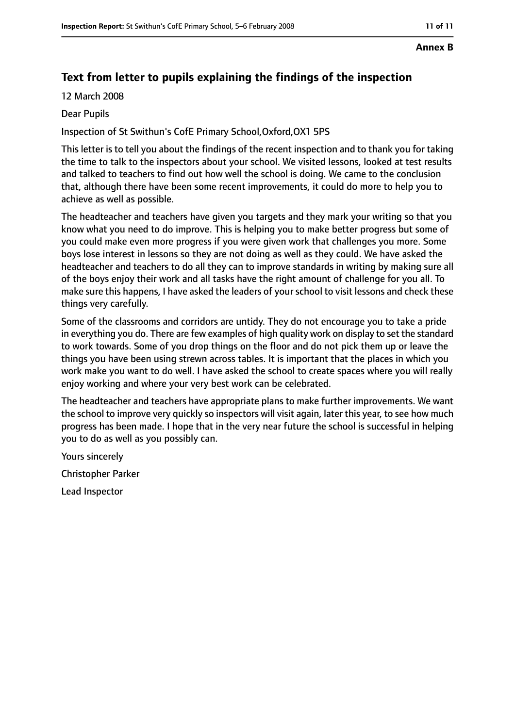**Annex B**

## Text from letter to pupils explaining the findings of the inspection

12 March 2008

Dear Pupils

Inspection of St Swithun's CofE Primary School,Oxford,OX1 5PS

This letter is to tell you about the findings of the recent inspection and to thank you for taking the time to talk to the inspectors about your school. We visited lessons, looked at test results and talked to teachers to find out how well the school is doing. We came to the conclusion that, although there have been some recent improvements, it could do more to help you to achieve as well as possible.

The headteacher and teachers have given you targets and they mark your writing so that you know what you need to do improve. This is helping you to make better progress but some of you could make even more progress if you were given work that challenges you more. Some boys lose interest in lessons so they are not doing as well as they could. We have asked the headteacher and teachers to do all they can to improve standards in writing by making sure all of the boys enjoy their work and all tasks have the right amount of challenge for you all. To make sure this happens, I have asked the leaders of your school to visit lessons and check these things very carefully.

Some of the classrooms and corridors are untidy. They do not encourage you to take a pride in everything you do. There are few examples of high quality work on display to set the standard to work towards. Some of you drop things on the floor and do not pick them up or leave the things you have been using strewn across tables. It is important that the places in which you work make you want to do well. I have asked the school to create spaces where you will really enjoy working and where your very best work can be celebrated.

The headteacher and teachers have appropriate plans to make further improvements. We want the school to improve very quickly so inspectors will visit again, later this year, to see how much progress has been made. I hope that in the very near future the school is successful in helping you to do as well as you possibly can.

Yours sincerely

Christopher Parker

Lead Inspector